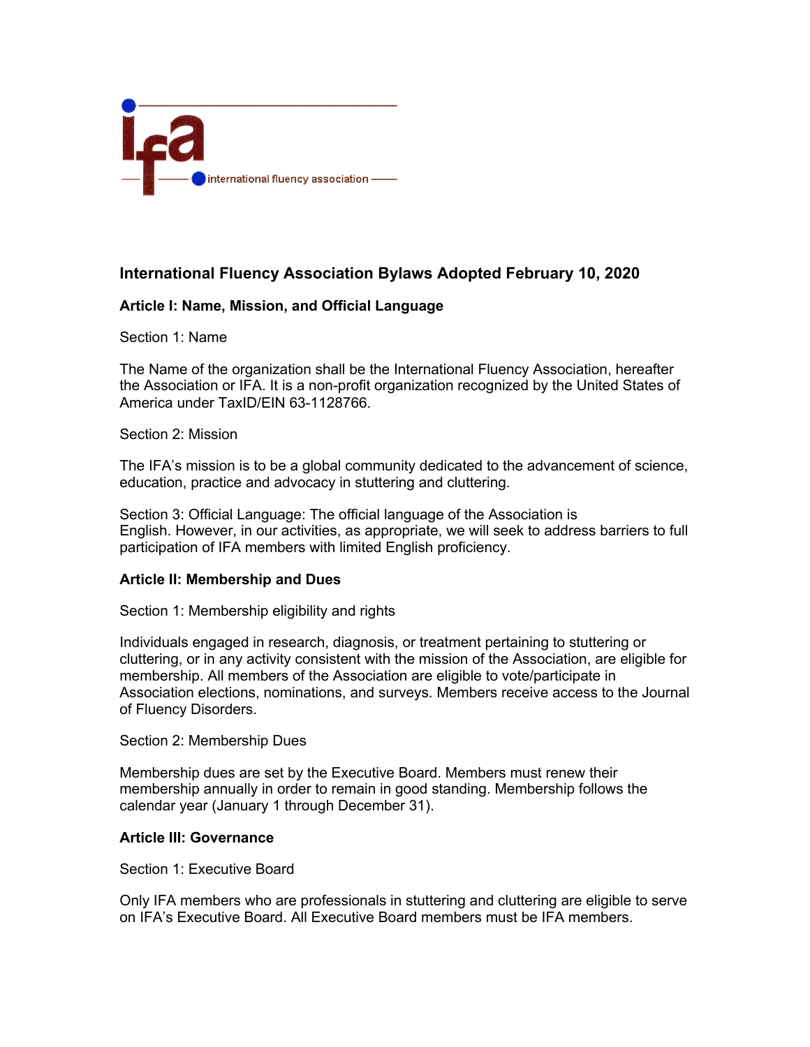ifa international fluency association

# International Fluency Association Bylaws Adopted February 10, 2020

## Article I: Name, Mission, and Official Language

Section 1: Name

The Name of the organization shall be the International Fluency Association, hereafter the Association or IFA. It is a non-profit organization recognized by the United States of America under TaxID/EIN 63-1128766.

Section 2: Mission

The IFA's mission is to be a global community dedicated to the advancement of science, education, practice and advocacy in stuttering and cluttering.

Section 3: Official Language: The official language of the Association is English. However, in our activities, as appropriate, we will seek to address barriers to full participation of IFA members with limited English proficiency.

## Article II: Membership and Dues

Section 1: Membership eligibility and rights

Individuals engaged in research, diagnosis, or treatment pertaining to stuttering or cluttering, or in any activity consistent with the mission of the Association, are eligible for membership. All members of the Association are eligible to vote/participate in Association elections, nominations, and surveys. Members receive access to the Journal of Fluency Disorders.

Section 2: Membership Dues

Membership dues are set by the Executive Board. Members must renew their membership annually in order to remain in good standing. Membership follows the calendar year (January 1 through December 31).

## Article III: Governance

Section 1: Executive Board

Only IFA members who are professionals in stuttering and cluttering are eligible to serve on IFA's Executive Board. All Executive Board members must be IFA members.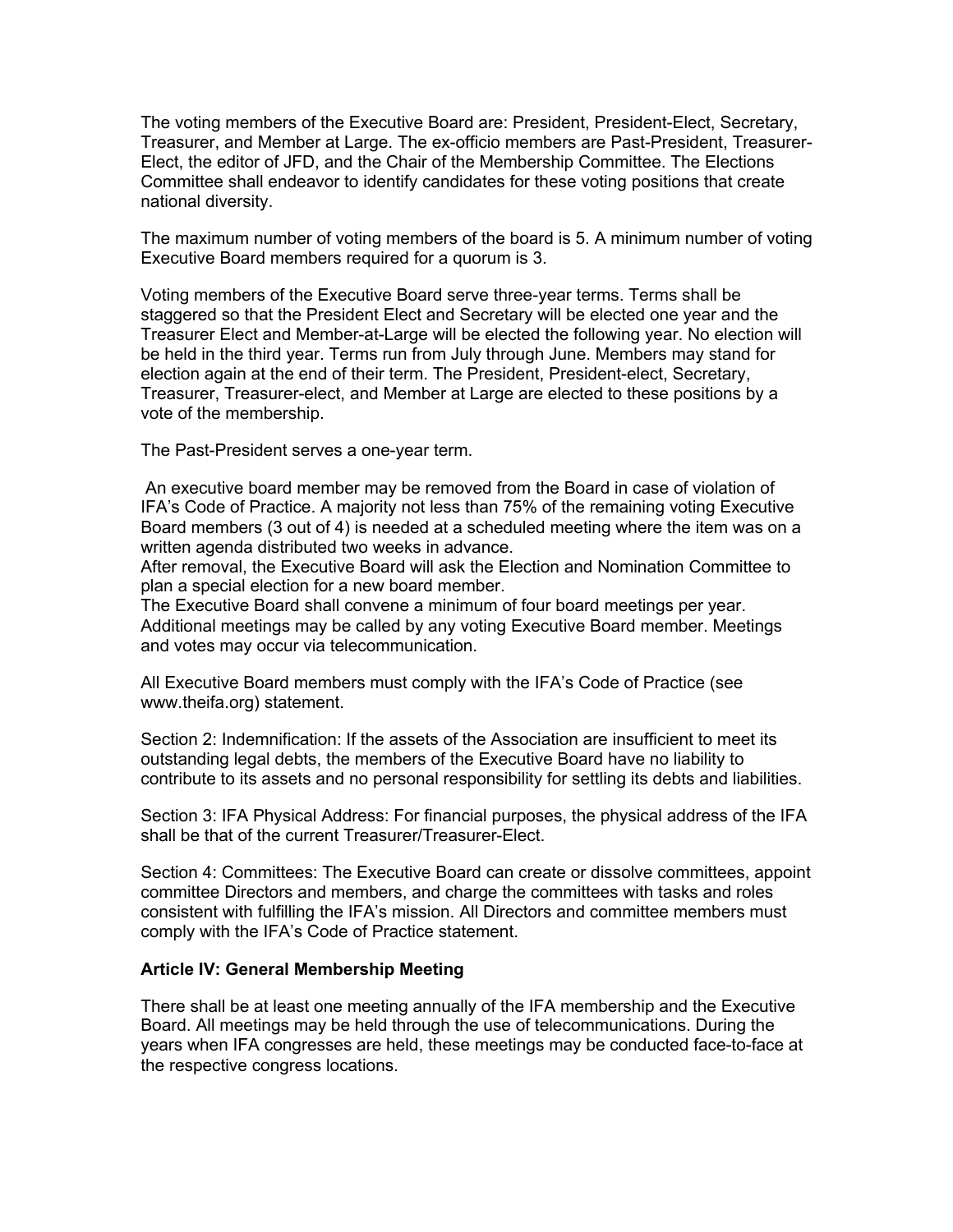The voting members of the Executive Board are: President, President-Elect, Secretary, Treasurer, and Member at Large. The ex-officio members are Past-President, Treasurer-Elect, the editor of JFD, and the Chair of the Membership Committee. The Elections Committee shall endeavor to identify candidates for these voting positions that create national diversity.

The maximum number of voting members of the board is 5. A minimum number of voting Executive Board members required for a quorum is 3.

Voting members of the Executive Board serve three-year terms. Terms shall be staggered so that the President Elect and Secretary will be elected one year and the Treasurer Elect and Member-at-Large will be elected the following year. No election will be held in the third year. Terms run from July through June. Members may stand for election again at the end of their term. The President, President-elect, Secretary, Treasurer, Treasurer-elect, and Member at Large are elected to these positions by a vote of the membership.

The Past-President serves a one-year term.

An executive board member may be removed from the Board in case of violation of IFA's Code of Practice. A majority not less than 75% of the remaining voting Executive Board members (3 out of 4) is needed at a scheduled meeting where the item was on a written agenda distributed two weeks in advance.
After removal, the Executive Board will ask the Election and Nomination Committee to plan a special election for a new board member.
The Executive Board shall convene a minimum of four board meetings per year. Additional meetings may be called by any voting Executive Board member. Meetings and votes may occur via telecommunication.

All Executive Board members must comply with the IFA's Code of Practice (see www.theifa.org) statement.

Section 2: Indemnification: If the assets of the Association are insufficient to meet its outstanding legal debts, the members of the Executive Board have no liability to contribute to its assets and no personal responsibility for settling its debts and liabilities.

Section 3: IFA Physical Address: For financial purposes, the physical address of the IFA shall be that of the current Treasurer/Treasurer-Elect.

Section 4: Committees: The Executive Board can create or dissolve committees, appoint committee Directors and members, and charge the committees with tasks and roles consistent with fulfilling the IFA's mission. All Directors and committee members must comply with the IFA's Code of Practice statement.

**Article IV: General Membership Meeting**

There shall be at least one meeting annually of the IFA membership and the Executive Board. All meetings may be held through the use of telecommunications. During the years when IFA congresses are held, these meetings may be conducted face-to-face at the respective congress locations.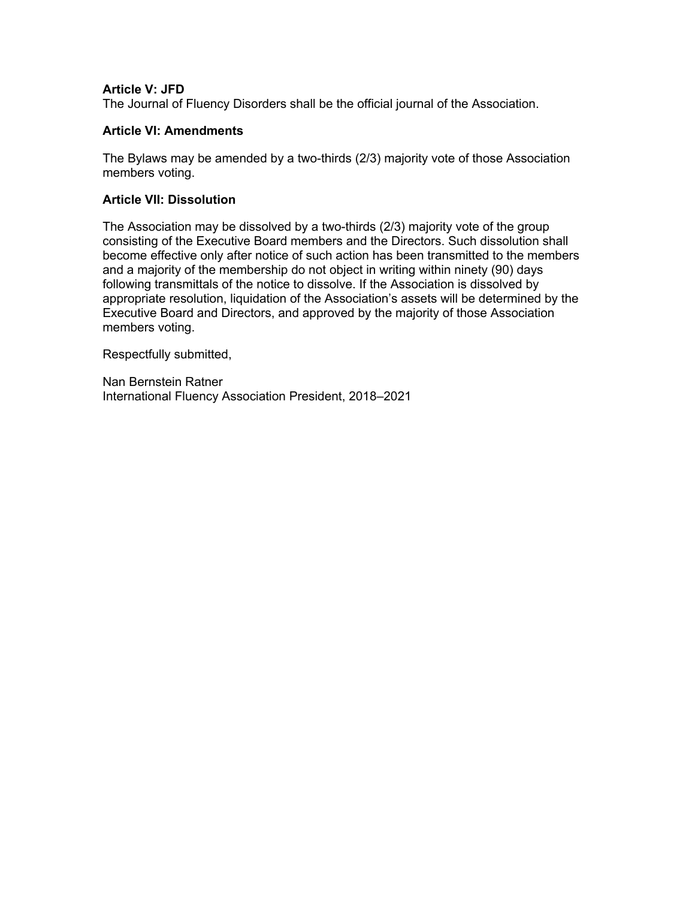**Article V: JFD**

The Journal of Fluency Disorders shall be the official journal of the Association.

**Article VI: Amendments**

The Bylaws may be amended by a two-thirds (2/3) majority vote of those Association members voting.

**Article VII: Dissolution**

The Association may be dissolved by a two-thirds (2/3) majority vote of the group consisting of the Executive Board members and the Directors. Such dissolution shall become effective only after notice of such action has been transmitted to the members and a majority of the membership do not object in writing within ninety (90) days following transmittals of the notice to dissolve. If the Association is dissolved by appropriate resolution, liquidation of the Association's assets will be determined by the Executive Board and Directors, and approved by the majority of those Association members voting.

Respectfully submitted,

Nan Bernstein Ratner
International Fluency Association President, 2018–2021